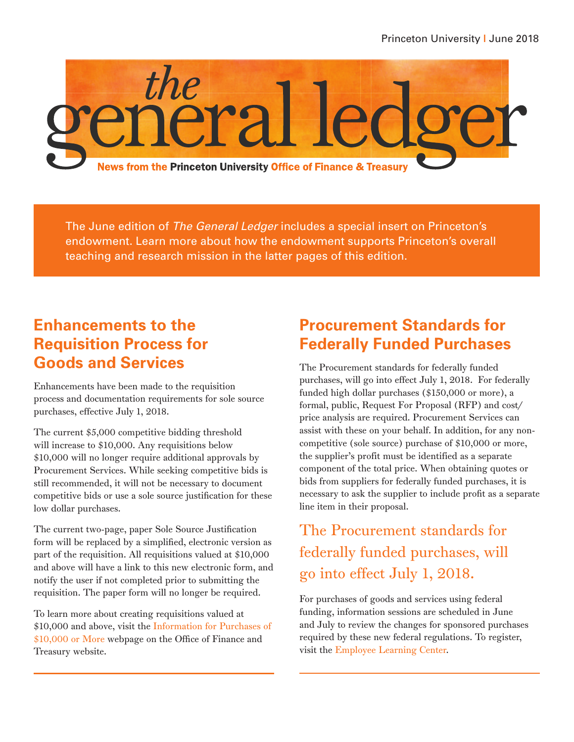Princeton University | June 2018

# the general ledger

**News from the Princeton University Office of Finance & Treasury**

The June edition of *The General Ledger* includes a special insert on Princeton's endowment. Learn more about how the endowment supports Princeton's overall teaching and research mission in the latter pages of this edition.

## Enhancements to the Requisition Process for Goods and Services

Enhancements have been made to the requisition process and documentation requirements for sole source purchases, effective July 1, 2018.

The current $5,000 competitive bidding threshold will increase to $10,000. Any requisitions below $10,000 will no longer require additional approvals by Procurement Services. While seeking competitive bids is still recommended, it will not be necessary to document competitive bids or use a sole source justification for these low dollar purchases.

The current two-page, paper Sole Source Justification form will be replaced by a simplified, electronic version as part of the requisition. All requisitions valued at $10,000 and above will have a link to this new electronic form, and notify the user if not completed prior to submitting the requisition. The paper form will no longer be required.

To learn more about creating requisitions valued at $10,000 and above, visit the Information for Purchases of $10,000 or More webpage on the Office of Finance and Treasury website.

## Procurement Standards for Federally Funded Purchases

The Procurement standards for federally funded purchases, will go into effect July 1, 2018. For federally funded high dollar purchases ($150,000 or more), a formal, public, Request For Proposal (RFP) and cost/price analysis are required. Procurement Services can assist with these on your behalf. In addition, for any non-competitive (sole source) purchase of $10,000 or more, the supplier's profit must be identified as a separate component of the total price. When obtaining quotes or bids from suppliers for federally funded purchases, it is necessary to ask the supplier to include profit as a separate line item in their proposal.

> The Procurement standards for federally funded purchases, will go into effect July 1, 2018.

For purchases of goods and services using federal funding, information sessions are scheduled in June and July to review the changes for sponsored purchases required by these new federal regulations. To register, visit the Employee Learning Center.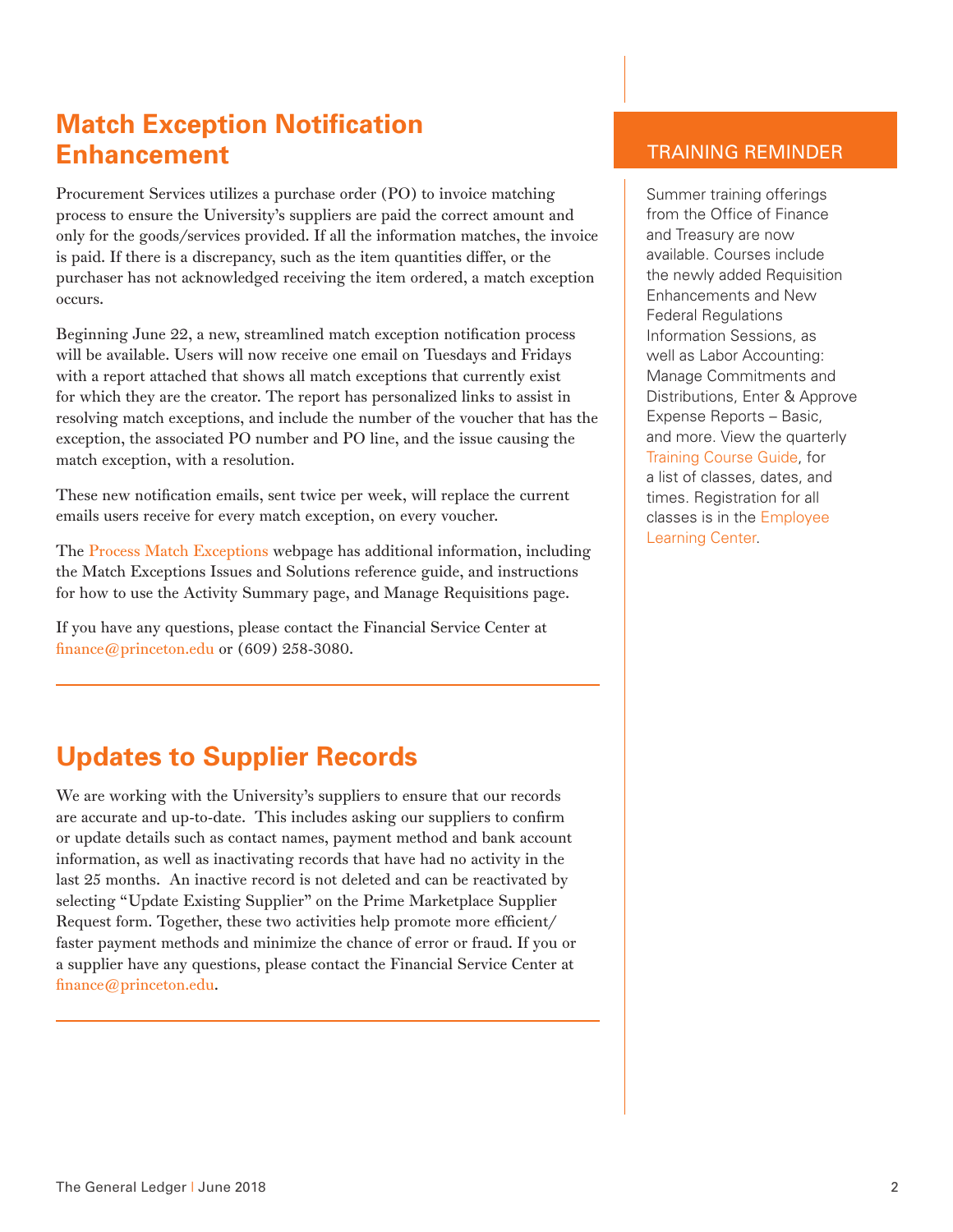## Match Exception Notification Enhancement

Procurement Services utilizes a purchase order (PO) to invoice matching process to ensure the University's suppliers are paid the correct amount and only for the goods/services provided. If all the information matches, the invoice is paid. If there is a discrepancy, such as the item quantities differ, or the purchaser has not acknowledged receiving the item ordered, a match exception occurs.

Beginning June 22, a new, streamlined match exception notification process will be available. Users will now receive one email on Tuesdays and Fridays with a report attached that shows all match exceptions that currently exist for which they are the creator. The report has personalized links to assist in resolving match exceptions, and include the number of the voucher that has the exception, the associated PO number and PO line, and the issue causing the match exception, with a resolution.

These new notification emails, sent twice per week, will replace the current emails users receive for every match exception, on every voucher.

The Process Match Exceptions webpage has additional information, including the Match Exceptions Issues and Solutions reference guide, and instructions for how to use the Activity Summary page, and Manage Requisitions page.

If you have any questions, please contact the Financial Service Center at finance@princeton.edu or (609) 258-3080.

## Updates to Supplier Records

We are working with the University's suppliers to ensure that our records are accurate and up-to-date. This includes asking our suppliers to confirm or update details such as contact names, payment method and bank account information, as well as inactivating records that have had no activity in the last 25 months. An inactive record is not deleted and can be reactivated by selecting "Update Existing Supplier" on the Prime Marketplace Supplier Request form. Together, these two activities help promote more efficient/faster payment methods and minimize the chance of error or fraud. If you or a supplier have any questions, please contact the Financial Service Center at finance@princeton.edu.

### TRAINING REMINDER

Summer training offerings from the Office of Finance and Treasury are now available. Courses include the newly added Requisition Enhancements and New Federal Regulations Information Sessions, as well as Labor Accounting: Manage Commitments and Distributions, Enter & Approve Expense Reports – Basic, and more. View the quarterly Training Course Guide, for a list of classes, dates, and times. Registration for all classes is in the Employee Learning Center.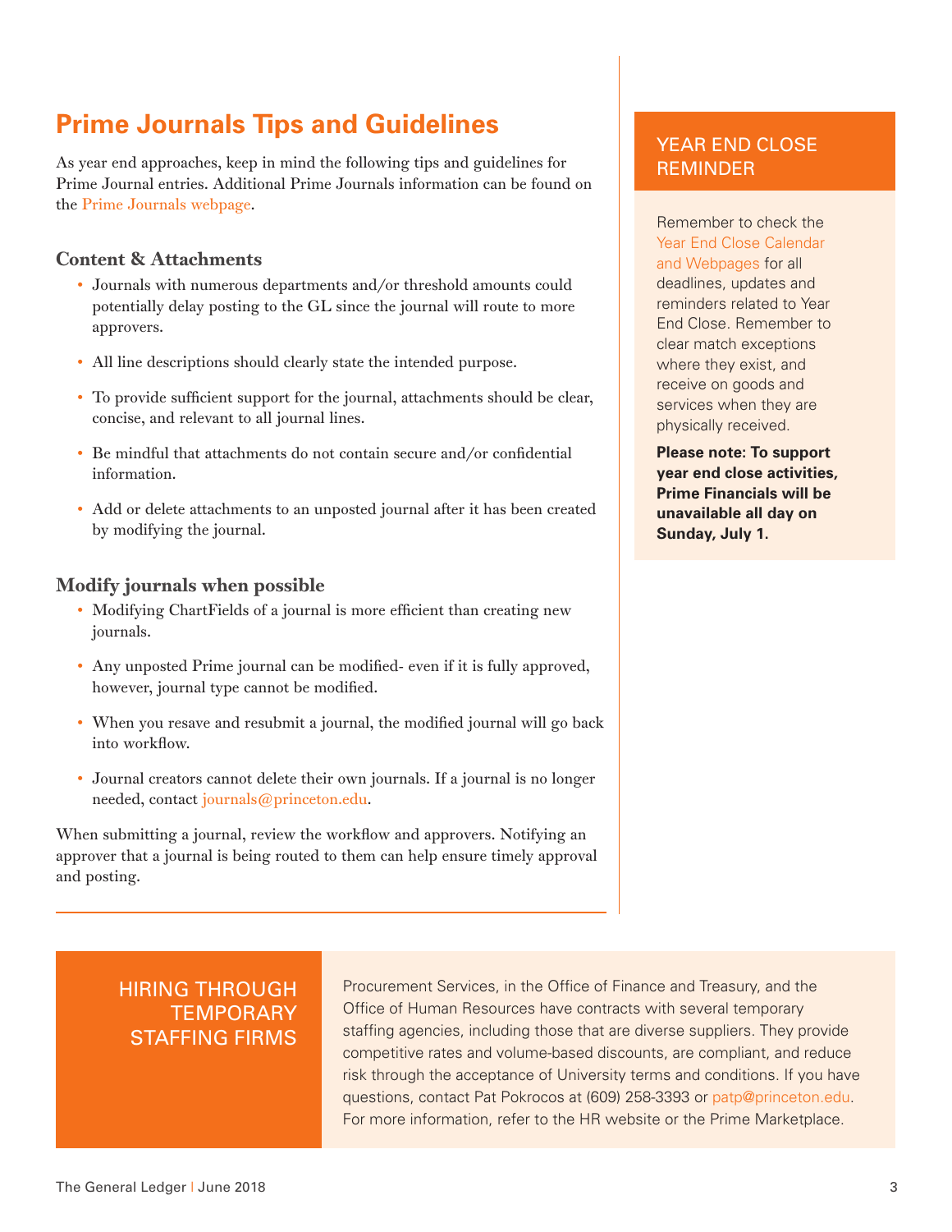## Prime Journals Tips and Guidelines

As year end approaches, keep in mind the following tips and guidelines for Prime Journal entries. Additional Prime Journals information can be found on the Prime Journals webpage.

### Content & Attachments

- Journals with numerous departments and/or threshold amounts could potentially delay posting to the GL since the journal will route to more approvers.
- All line descriptions should clearly state the intended purpose.
- To provide sufficient support for the journal, attachments should be clear, concise, and relevant to all journal lines.
- Be mindful that attachments do not contain secure and/or confidential information.
- Add or delete attachments to an unposted journal after it has been created by modifying the journal.

### Modify journals when possible

- Modifying ChartFields of a journal is more efficient than creating new journals.
- Any unposted Prime journal can be modified- even if it is fully approved, however, journal type cannot be modified.
- When you resave and resubmit a journal, the modified journal will go back into workflow.
- Journal creators cannot delete their own journals. If a journal is no longer needed, contact journals@princeton.edu.

When submitting a journal, review the workflow and approvers. Notifying an approver that a journal is being routed to them can help ensure timely approval and posting.

### YEAR END CLOSE REMINDER

Remember to check the Year End Close Calendar and Webpages for all deadlines, updates and reminders related to Year End Close. Remember to clear match exceptions where they exist, and receive on goods and services when they are physically received.

**Please note: To support year end close activities, Prime Financials will be unavailable all day on Sunday, July 1.**

### HIRING THROUGH TEMPORARY STAFFING FIRMS

Procurement Services, in the Office of Finance and Treasury, and the Office of Human Resources have contracts with several temporary staffing agencies, including those that are diverse suppliers. They provide competitive rates and volume-based discounts, are compliant, and reduce risk through the acceptance of University terms and conditions. If you have questions, contact Pat Pokrocos at (609) 258-3393 or patp@princeton.edu. For more information, refer to the HR website or the Prime Marketplace.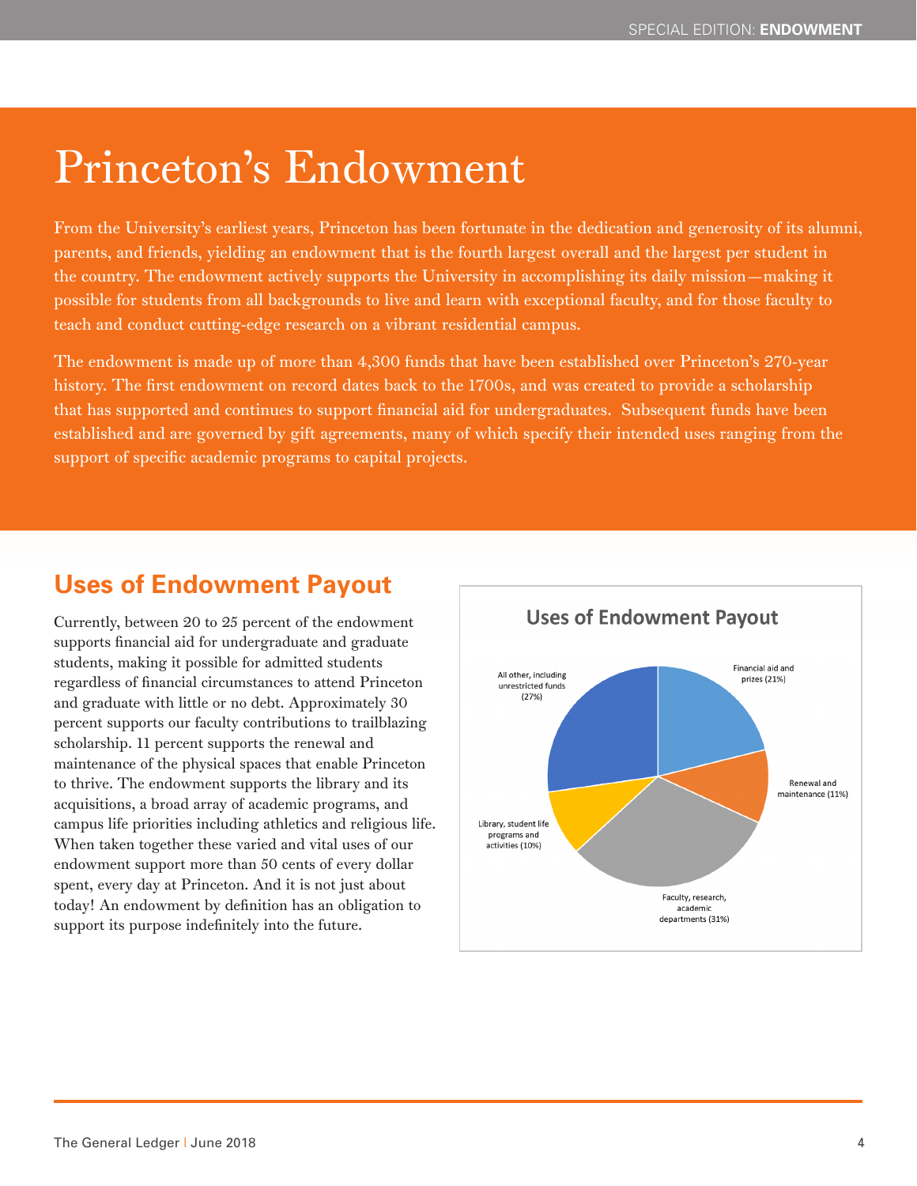# Princeton's Endowment

From the University's earliest years, Princeton has been fortunate in the dedication and generosity of its alumni, parents, and friends, yielding an endowment that is the fourth largest overall and the largest per student in the country. The endowment actively supports the University in accomplishing its daily mission—making it possible for students from all backgrounds to live and learn with exceptional faculty, and for those faculty to teach and conduct cutting-edge research on a vibrant residential campus.

The endowment is made up of more than 4,300 funds that have been established over Princeton's 270-year history. The first endowment on record dates back to the 1700s, and was created to provide a scholarship that has supported and continues to support financial aid for undergraduates. Subsequent funds have been established and are governed by gift agreements, many of which specify their intended uses ranging from the support of specific academic programs to capital projects.

## Uses of Endowment Payout

Currently, between 20 to 25 percent of the endowment supports financial aid for undergraduate and graduate students, making it possible for admitted students regardless of financial circumstances to attend Princeton and graduate with little or no debt. Approximately 30 percent supports our faculty contributions to trailblazing scholarship. 11 percent supports the renewal and maintenance of the physical spaces that enable Princeton to thrive. The endowment supports the library and its acquisitions, a broad array of academic programs, and campus life priorities including athletics and religious life. When taken together these varied and vital uses of our endowment support more than 50 cents of every dollar spent, every day at Princeton. And it is not just about today! An endowment by definition has an obligation to support its purpose indefinitely into the future.

**Uses of Endowment Payout**

- Financial aid and prizes (21%)
- Renewal and maintenance (11%)
- Faculty, research, academic departments (31%)
- Library, student life programs and activities (10%)
- All other, including unrestricted funds (27%)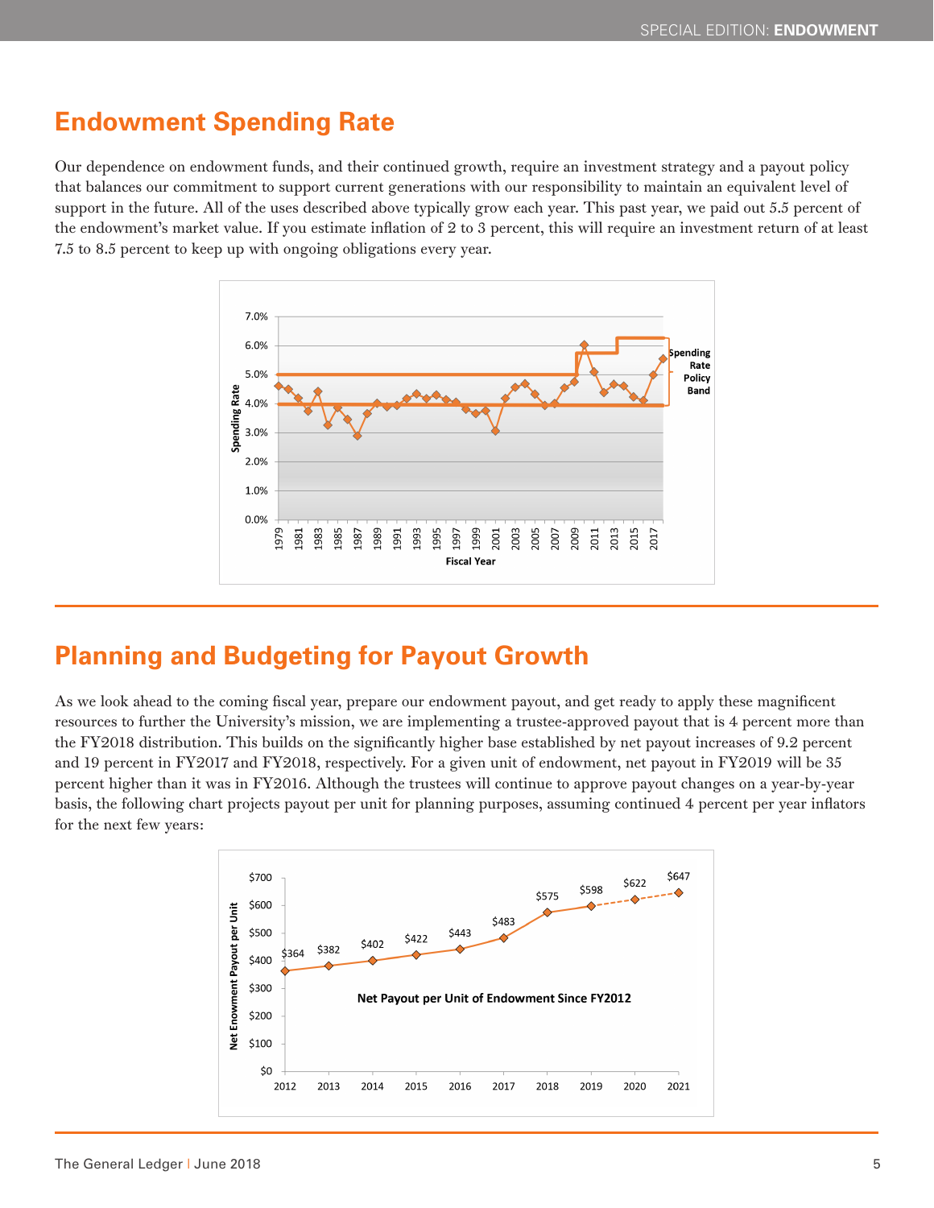## Endowment Spending Rate

Our dependence on endowment funds, and their continued growth, require an investment strategy and a payout policy that balances our commitment to support current generations with our responsibility to maintain an equivalent level of support in the future. All of the uses described above typically grow each year. This past year, we paid out 5.5 percent of the endowment's market value. If you estimate inflation of 2 to 3 percent, this will require an investment return of at least 7.5 to 8.5 percent to keep up with ongoing obligations every year.

## Planning and Budgeting for Payout Growth

As we look ahead to the coming fiscal year, prepare our endowment payout, and get ready to apply these magnificent resources to further the University's mission, we are implementing a trustee-approved payout that is 4 percent more than the FY2018 distribution. This builds on the significantly higher base established by net payout increases of 9.2 percent and 19 percent in FY2017 and FY2018, respectively. For a given unit of endowment, net payout in FY2019 will be 35 percent higher than it was in FY2016. Although the trustees will continue to approve payout changes on a year-by-year basis, the following chart projects payout per unit for planning purposes, assuming continued 4 percent per year inflators for the next few years:

**Net Payout per Unit of Endowment Since FY2012**

| Fiscal Year | Net Endowment Payout per Unit |
|---|---|
| 2012 | $364 |
| 2013 | $382 |
| 2014 | $402 |
| 2015 | $422 |
| 2016 | $443 |
| 2017 | $483 |
| 2018 | $575 |
| 2019 | $598 |
| 2020 | $622 |
| 2021 | $647 |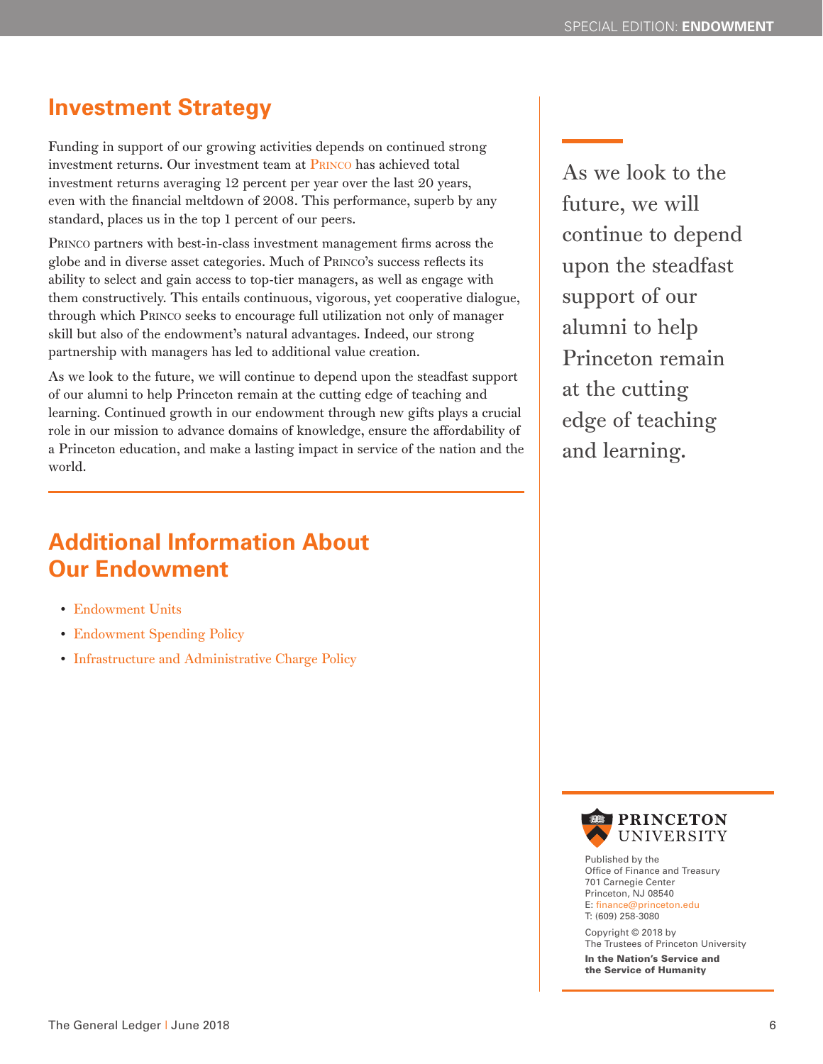## Investment Strategy

Funding in support of our growing activities depends on continued strong investment returns. Our investment team at PRINCO has achieved total investment returns averaging 12 percent per year over the last 20 years, even with the financial meltdown of 2008. This performance, superb by any standard, places us in the top 1 percent of our peers.

PRINCO partners with best-in-class investment management firms across the globe and in diverse asset categories. Much of PRINCO's success reflects its ability to select and gain access to top-tier managers, as well as engage with them constructively. This entails continuous, vigorous, yet cooperative dialogue, through which PRINCO seeks to encourage full utilization not only of manager skill but also of the endowment's natural advantages. Indeed, our strong partnership with managers has led to additional value creation.

As we look to the future, we will continue to depend upon the steadfast support of our alumni to help Princeton remain at the cutting edge of teaching and learning. Continued growth in our endowment through new gifts plays a crucial role in our mission to advance domains of knowledge, ensure the affordability of a Princeton education, and make a lasting impact in service of the nation and the world.

> As we look to the future, we will continue to depend upon the steadfast support of our alumni to help Princeton remain at the cutting edge of teaching and learning.

## Additional Information About Our Endowment

- Endowment Units
- Endowment Spending Policy
- Infrastructure and Administrative Charge Policy

PRINCETON UNIVERSITY

Published by the
Office of Finance and Treasury
701 Carnegie Center
Princeton, NJ 08540
E: finance@princeton.edu
T: (609) 258-3080

Copyright © 2018 by
The Trustees of Princeton University

**In the Nation's Service and the Service of Humanity**